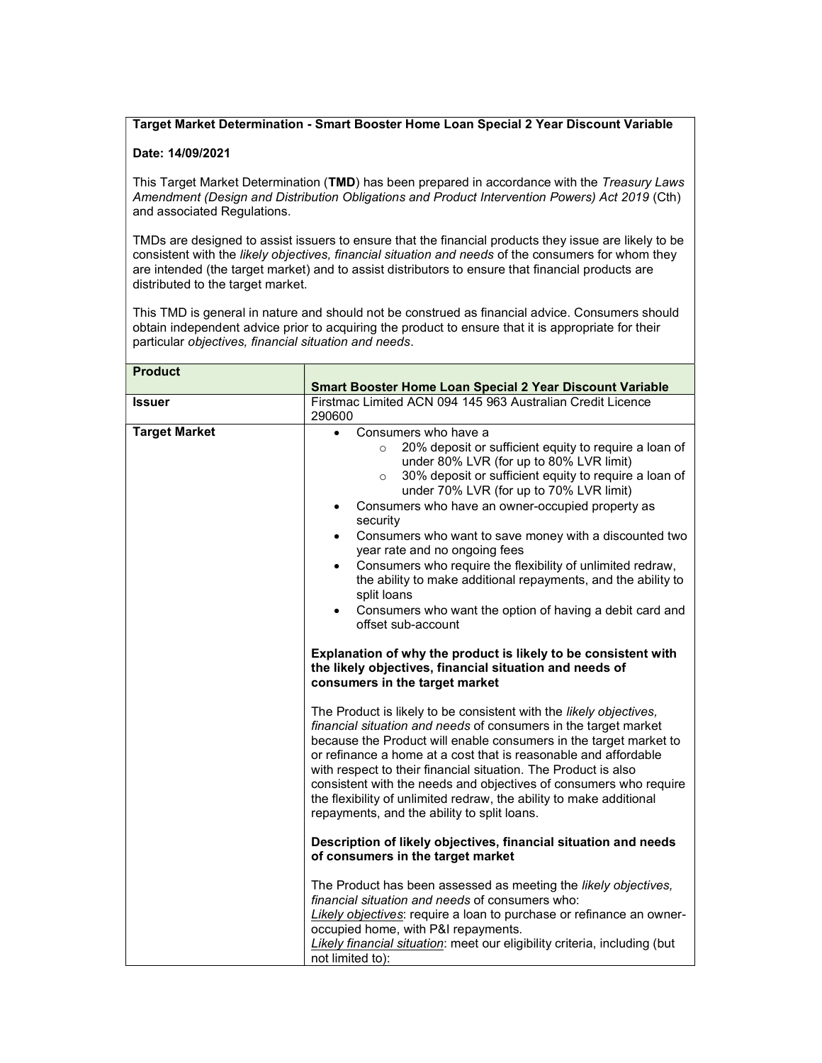**Target Market Determination - Smart Booster Home Loan Special 2 Year Discount Variable**

**Date: 14/09/2021**

This Target Market Determination (**TMD**) has been prepared in accordance with the *Treasury Laws Amendment (Design and Distribution Obligations and Product Intervention Powers) Act 2019* (Cth) and associated Regulations.

TMDs are designed to assist issuers to ensure that the financial products they issue are likely to be consistent with the *likely objectives, financial situation and needs* of the consumers for whom they are intended (the target market) and to assist distributors to ensure that financial products are distributed to the target market.

This TMD is general in nature and should not be construed as financial advice. Consumers should obtain independent advice prior to acquiring the product to ensure that it is appropriate for their particular *objectives, financial situation and needs*.

| **Product** | **Smart Booster Home Loan Special 2 Year Discount Variable** |
|---|---|
| **Issuer** | Firstmac Limited ACN 094 145 963 Australian Credit Licence 290600 |
| **Target Market** | • Consumers who have a<br>&nbsp;&nbsp;&nbsp;&nbsp;○ 20% deposit or sufficient equity to require a loan of under 80% LVR (for up to 80% LVR limit)<br>&nbsp;&nbsp;&nbsp;&nbsp;○ 30% deposit or sufficient equity to require a loan of under 70% LVR (for up to 70% LVR limit)<br>• Consumers who have an owner-occupied property as security<br>• Consumers who want to save money with a discounted two year rate and no ongoing fees<br>• Consumers who require the flexibility of unlimited redraw, the ability to make additional repayments, and the ability to split loans<br>• Consumers who want the option of having a debit card and offset sub-account<br><br>**Explanation of why the product is likely to be consistent with the likely objectives, financial situation and needs of consumers in the target market**<br><br>The Product is likely to be consistent with the *likely objectives, financial situation and needs* of consumers in the target market because the Product will enable consumers in the target market to or refinance a home at a cost that is reasonable and affordable with respect to their financial situation. The Product is also consistent with the needs and objectives of consumers who require the flexibility of unlimited redraw, the ability to make additional repayments, and the ability to split loans.<br><br>**Description of likely objectives, financial situation and needs of consumers in the target market**<br><br>The Product has been assessed as meeting the *likely objectives, financial situation and needs* of consumers who:<br><u>*Likely objectives*</u>: require a loan to purchase or refinance an owner-occupied home, with P&I repayments.<br><u>*Likely financial situation*</u>: meet our eligibility criteria, including (but not limited to): |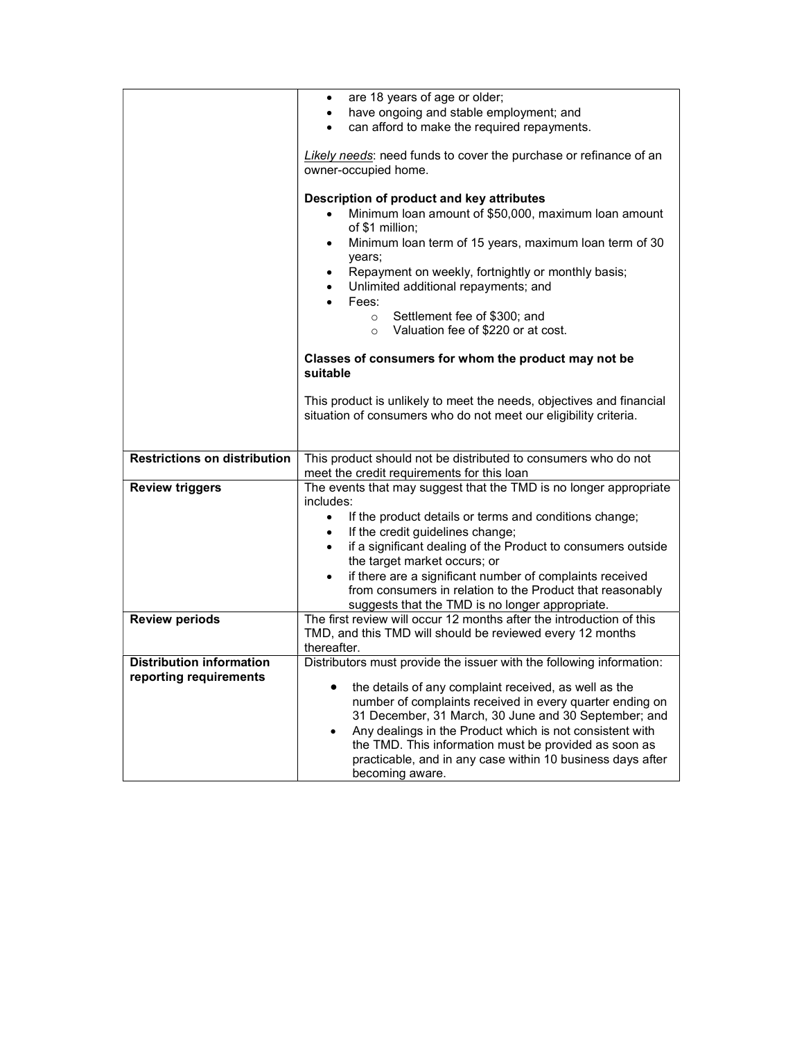| | |
|---|---|
| | • are 18 years of age or older;<br>• have ongoing and stable employment; and<br>• can afford to make the required repayments.<br><br>*Likely needs*: need funds to cover the purchase or refinance of an owner-occupied home.<br><br>**Description of product and key attributes**<br>• Minimum loan amount of $50,000, maximum loan amount of $1 million;<br>• Minimum loan term of 15 years, maximum loan term of 30 years;<br>• Repayment on weekly, fortnightly or monthly basis;<br>• Unlimited additional repayments; and<br>• Fees:<br>  ○ Settlement fee of $300; and<br>  ○ Valuation fee of $220 or at cost.<br><br>**Classes of consumers for whom the product may not be suitable**<br><br>This product is unlikely to meet the needs, objectives and financial situation of consumers who do not meet our eligibility criteria. |
| **Restrictions on distribution** | This product should not be distributed to consumers who do not meet the credit requirements for this loan |
| **Review triggers** | The events that may suggest that the TMD is no longer appropriate includes:<br>• If the product details or terms and conditions change;<br>• If the credit guidelines change;<br>• if a significant dealing of the Product to consumers outside the target market occurs; or<br>• if there are a significant number of complaints received from consumers in relation to the Product that reasonably suggests that the TMD is no longer appropriate. |
| **Review periods** | The first review will occur 12 months after the introduction of this TMD, and this TMD will should be reviewed every 12 months thereafter. |
| **Distribution information reporting requirements** | Distributors must provide the issuer with the following information:<br><br>• the details of any complaint received, as well as the number of complaints received in every quarter ending on 31 December, 31 March, 30 June and 30 September; and<br>• Any dealings in the Product which is not consistent with the TMD. This information must be provided as soon as practicable, and in any case within 10 business days after becoming aware. |